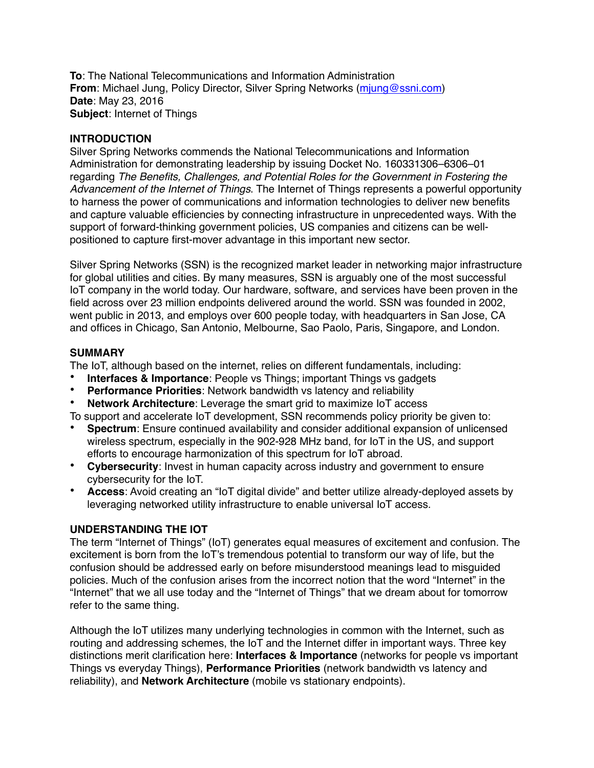**To**: The National Telecommunications and Information Administration
**From**: Michael Jung, Policy Director, Silver Spring Networks (mjung@ssni.com)
**Date**: May 23, 2016
**Subject**: Internet of Things

## INTRODUCTION

Silver Spring Networks commends the National Telecommunications and Information Administration for demonstrating leadership by issuing Docket No. 160331306–6306–01 regarding *The Benefits, Challenges, and Potential Roles for the Government in Fostering the Advancement of the Internet of Things*. The Internet of Things represents a powerful opportunity to harness the power of communications and information technologies to deliver new benefits and capture valuable efficiencies by connecting infrastructure in unprecedented ways. With the support of forward-thinking government policies, US companies and citizens can be well-positioned to capture first-mover advantage in this important new sector.

Silver Spring Networks (SSN) is the recognized market leader in networking major infrastructure for global utilities and cities. By many measures, SSN is arguably one of the most successful IoT company in the world today. Our hardware, software, and services have been proven in the field across over 23 million endpoints delivered around the world. SSN was founded in 2002, went public in 2013, and employs over 600 people today, with headquarters in San Jose, CA and offices in Chicago, San Antonio, Melbourne, Sao Paolo, Paris, Singapore, and London.

## SUMMARY

The IoT, although based on the internet, relies on different fundamentals, including:

- **Interfaces & Importance**: People vs Things; important Things vs gadgets
- **Performance Priorities**: Network bandwidth vs latency and reliability
- **Network Architecture**: Leverage the smart grid to maximize IoT access

To support and accelerate IoT development, SSN recommends policy priority be given to:

- **Spectrum**: Ensure continued availability and consider additional expansion of unlicensed wireless spectrum, especially in the 902-928 MHz band, for IoT in the US, and support efforts to encourage harmonization of this spectrum for IoT abroad.
- **Cybersecurity**: Invest in human capacity across industry and government to ensure cybersecurity for the IoT.
- **Access**: Avoid creating an "IoT digital divide" and better utilize already-deployed assets by leveraging networked utility infrastructure to enable universal IoT access.

## UNDERSTANDING THE IOT

The term "Internet of Things" (IoT) generates equal measures of excitement and confusion. The excitement is born from the IoT's tremendous potential to transform our way of life, but the confusion should be addressed early on before misunderstood meanings lead to misguided policies. Much of the confusion arises from the incorrect notion that the word "Internet" in the "Internet" that we all use today and the "Internet of Things" that we dream about for tomorrow refer to the same thing.

Although the IoT utilizes many underlying technologies in common with the Internet, such as routing and addressing schemes, the IoT and the Internet differ in important ways. Three key distinctions merit clarification here: **Interfaces & Importance** (networks for people vs important Things vs everyday Things), **Performance Priorities** (network bandwidth vs latency and reliability), and **Network Architecture** (mobile vs stationary endpoints).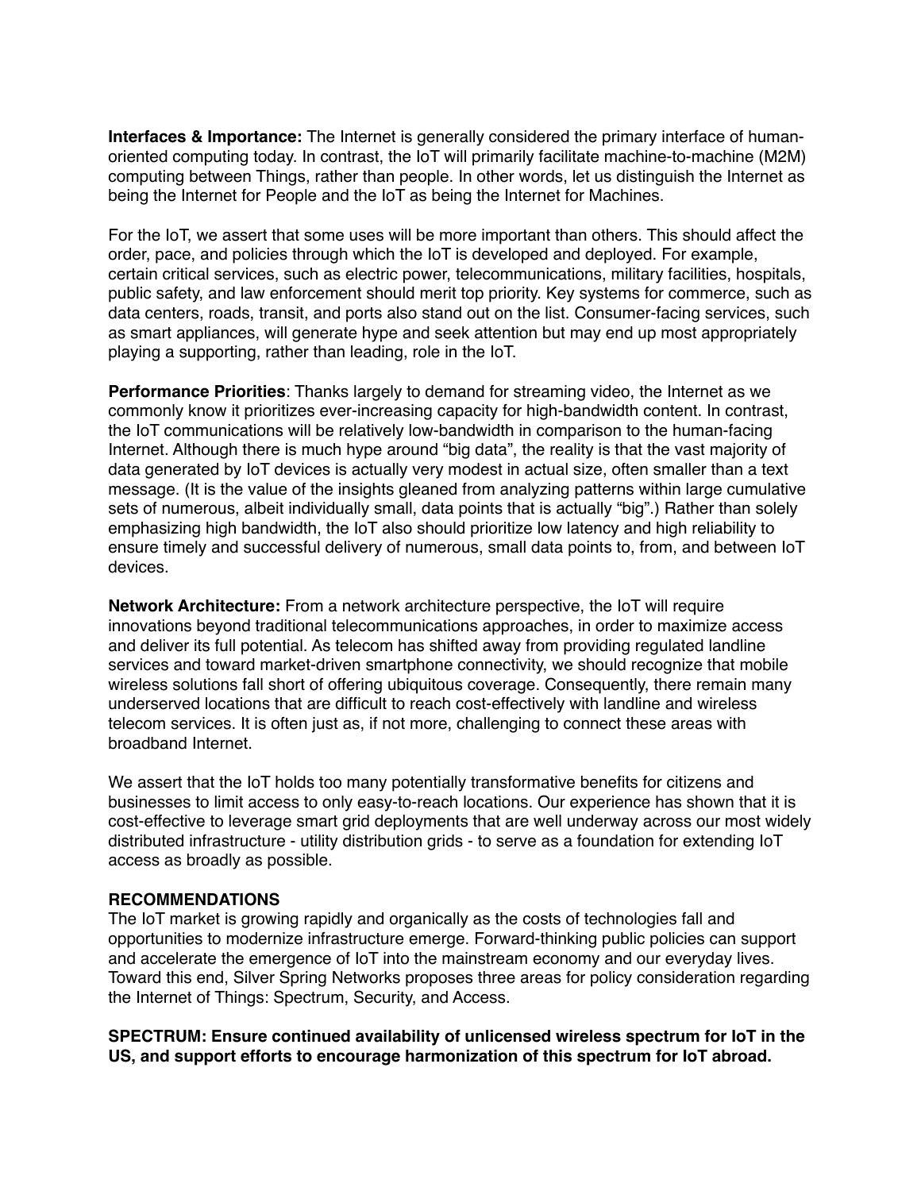**Interfaces & Importance:** The Internet is generally considered the primary interface of human-oriented computing today. In contrast, the IoT will primarily facilitate machine-to-machine (M2M) computing between Things, rather than people. In other words, let us distinguish the Internet as being the Internet for People and the IoT as being the Internet for Machines.

For the IoT, we assert that some uses will be more important than others. This should affect the order, pace, and policies through which the IoT is developed and deployed. For example, certain critical services, such as electric power, telecommunications, military facilities, hospitals, public safety, and law enforcement should merit top priority. Key systems for commerce, such as data centers, roads, transit, and ports also stand out on the list. Consumer-facing services, such as smart appliances, will generate hype and seek attention but may end up most appropriately playing a supporting, rather than leading, role in the IoT.

**Performance Priorities**: Thanks largely to demand for streaming video, the Internet as we commonly know it prioritizes ever-increasing capacity for high-bandwidth content. In contrast, the IoT communications will be relatively low-bandwidth in comparison to the human-facing Internet. Although there is much hype around "big data", the reality is that the vast majority of data generated by IoT devices is actually very modest in actual size, often smaller than a text message. (It is the value of the insights gleaned from analyzing patterns within large cumulative sets of numerous, albeit individually small, data points that is actually "big".) Rather than solely emphasizing high bandwidth, the IoT also should prioritize low latency and high reliability to ensure timely and successful delivery of numerous, small data points to, from, and between IoT devices.

**Network Architecture:** From a network architecture perspective, the IoT will require innovations beyond traditional telecommunications approaches, in order to maximize access and deliver its full potential. As telecom has shifted away from providing regulated landline services and toward market-driven smartphone connectivity, we should recognize that mobile wireless solutions fall short of offering ubiquitous coverage. Consequently, there remain many underserved locations that are difficult to reach cost-effectively with landline and wireless telecom services. It is often just as, if not more, challenging to connect these areas with broadband Internet.

We assert that the IoT holds too many potentially transformative benefits for citizens and businesses to limit access to only easy-to-reach locations. Our experience has shown that it is cost-effective to leverage smart grid deployments that are well underway across our most widely distributed infrastructure - utility distribution grids - to serve as a foundation for extending IoT access as broadly as possible.

## RECOMMENDATIONS

The IoT market is growing rapidly and organically as the costs of technologies fall and opportunities to modernize infrastructure emerge. Forward-thinking public policies can support and accelerate the emergence of IoT into the mainstream economy and our everyday lives. Toward this end, Silver Spring Networks proposes three areas for policy consideration regarding the Internet of Things: Spectrum, Security, and Access.

**SPECTRUM: Ensure continued availability of unlicensed wireless spectrum for IoT in the US, and support efforts to encourage harmonization of this spectrum for IoT abroad.**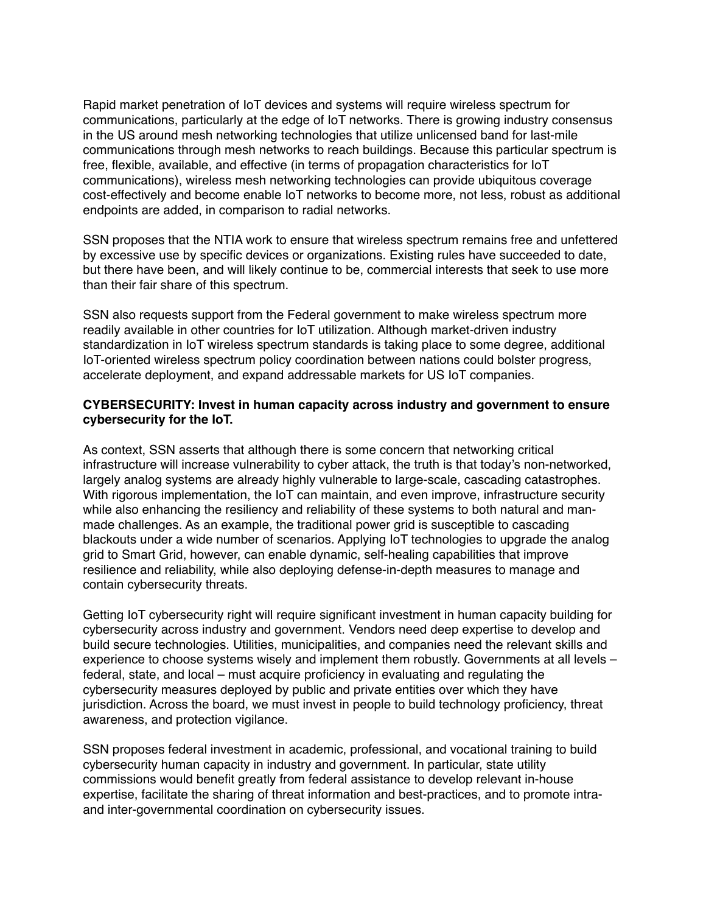Rapid market penetration of IoT devices and systems will require wireless spectrum for communications, particularly at the edge of IoT networks. There is growing industry consensus in the US around mesh networking technologies that utilize unlicensed band for last-mile communications through mesh networks to reach buildings. Because this particular spectrum is free, flexible, available, and effective (in terms of propagation characteristics for IoT communications), wireless mesh networking technologies can provide ubiquitous coverage cost-effectively and become enable IoT networks to become more, not less, robust as additional endpoints are added, in comparison to radial networks.

SSN proposes that the NTIA work to ensure that wireless spectrum remains free and unfettered by excessive use by specific devices or organizations. Existing rules have succeeded to date, but there have been, and will likely continue to be, commercial interests that seek to use more than their fair share of this spectrum.

SSN also requests support from the Federal government to make wireless spectrum more readily available in other countries for IoT utilization. Although market-driven industry standardization in IoT wireless spectrum standards is taking place to some degree, additional IoT-oriented wireless spectrum policy coordination between nations could bolster progress, accelerate deployment, and expand addressable markets for US IoT companies.

**CYBERSECURITY: Invest in human capacity across industry and government to ensure cybersecurity for the IoT.**

As context, SSN asserts that although there is some concern that networking critical infrastructure will increase vulnerability to cyber attack, the truth is that today's non-networked, largely analog systems are already highly vulnerable to large-scale, cascading catastrophes. With rigorous implementation, the IoT can maintain, and even improve, infrastructure security while also enhancing the resiliency and reliability of these systems to both natural and man-made challenges. As an example, the traditional power grid is susceptible to cascading blackouts under a wide number of scenarios. Applying IoT technologies to upgrade the analog grid to Smart Grid, however, can enable dynamic, self-healing capabilities that improve resilience and reliability, while also deploying defense-in-depth measures to manage and contain cybersecurity threats.

Getting IoT cybersecurity right will require significant investment in human capacity building for cybersecurity across industry and government. Vendors need deep expertise to develop and build secure technologies. Utilities, municipalities, and companies need the relevant skills and experience to choose systems wisely and implement them robustly. Governments at all levels – federal, state, and local – must acquire proficiency in evaluating and regulating the cybersecurity measures deployed by public and private entities over which they have jurisdiction. Across the board, we must invest in people to build technology proficiency, threat awareness, and protection vigilance.

SSN proposes federal investment in academic, professional, and vocational training to build cybersecurity human capacity in industry and government. In particular, state utility commissions would benefit greatly from federal assistance to develop relevant in-house expertise, facilitate the sharing of threat information and best-practices, and to promote intra- and inter-governmental coordination on cybersecurity issues.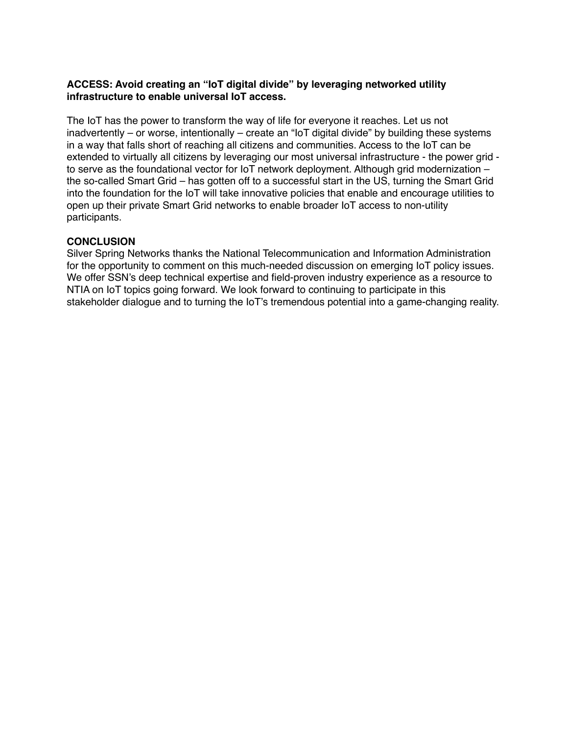**ACCESS: Avoid creating an "IoT digital divide" by leveraging networked utility infrastructure to enable universal IoT access.**

The IoT has the power to transform the way of life for everyone it reaches. Let us not inadvertently – or worse, intentionally – create an "IoT digital divide" by building these systems in a way that falls short of reaching all citizens and communities. Access to the IoT can be extended to virtually all citizens by leveraging our most universal infrastructure - the power grid - to serve as the foundational vector for IoT network deployment. Although grid modernization – the so-called Smart Grid – has gotten off to a successful start in the US, turning the Smart Grid into the foundation for the IoT will take innovative policies that enable and encourage utilities to open up their private Smart Grid networks to enable broader IoT access to non-utility participants.

## CONCLUSION

Silver Spring Networks thanks the National Telecommunication and Information Administration for the opportunity to comment on this much-needed discussion on emerging IoT policy issues. We offer SSN's deep technical expertise and field-proven industry experience as a resource to NTIA on IoT topics going forward. We look forward to continuing to participate in this stakeholder dialogue and to turning the IoT's tremendous potential into a game-changing reality.